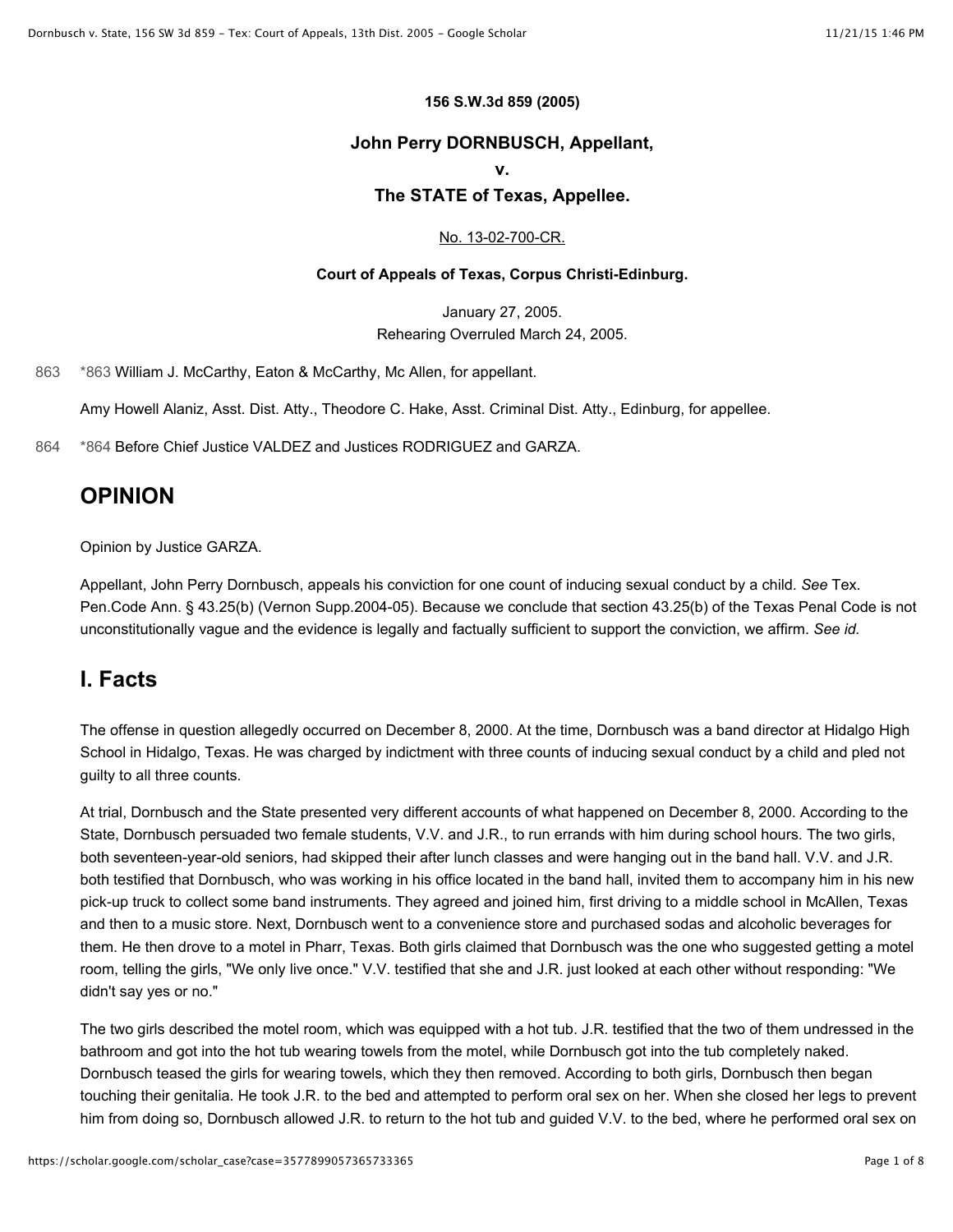**156 S.W.3d 859 (2005)**

**John Perry DORNBUSCH, Appellant,**

**v.**

**The STATE of Texas, Appellee.**

No. 13-02-700-CR.

**Court of Appeals of Texas, Corpus Christi-Edinburg.**

January 27, 2005.
Rehearing Overruled March 24, 2005.

863 *863 William J. McCarthy, Eaton & McCarthy, Mc Allen, for appellant.

Amy Howell Alaniz, Asst. Dist. Atty., Theodore C. Hake, Asst. Criminal Dist. Atty., Edinburg, for appellee.

864 *864 Before Chief Justice VALDEZ and Justices RODRIGUEZ and GARZA.

## OPINION

Opinion by Justice GARZA.

Appellant, John Perry Dornbusch, appeals his conviction for one count of inducing sexual conduct by a child. *See* Tex. Pen.Code Ann. § 43.25(b) (Vernon Supp.2004-05). Because we conclude that section 43.25(b) of the Texas Penal Code is not unconstitutionally vague and the evidence is legally and factually sufficient to support the conviction, we affirm. *See id.*

## I. Facts

The offense in question allegedly occurred on December 8, 2000. At the time, Dornbusch was a band director at Hidalgo High School in Hidalgo, Texas. He was charged by indictment with three counts of inducing sexual conduct by a child and pled not guilty to all three counts.

At trial, Dornbusch and the State presented very different accounts of what happened on December 8, 2000. According to the State, Dornbusch persuaded two female students, V.V. and J.R., to run errands with him during school hours. The two girls, both seventeen-year-old seniors, had skipped their after lunch classes and were hanging out in the band hall. V.V. and J.R. both testified that Dornbusch, who was working in his office located in the band hall, invited them to accompany him in his new pick-up truck to collect some band instruments. They agreed and joined him, first driving to a middle school in McAllen, Texas and then to a music store. Next, Dornbusch went to a convenience store and purchased sodas and alcoholic beverages for them. He then drove to a motel in Pharr, Texas. Both girls claimed that Dornbusch was the one who suggested getting a motel room, telling the girls, "We only live once." V.V. testified that she and J.R. just looked at each other without responding: "We didn't say yes or no."

The two girls described the motel room, which was equipped with a hot tub. J.R. testified that the two of them undressed in the bathroom and got into the hot tub wearing towels from the motel, while Dornbusch got into the tub completely naked. Dornbusch teased the girls for wearing towels, which they then removed. According to both girls, Dornbusch then began touching their genitalia. He took J.R. to the bed and attempted to perform oral sex on her. When she closed her legs to prevent him from doing so, Dornbusch allowed J.R. to return to the hot tub and guided V.V. to the bed, where he performed oral sex on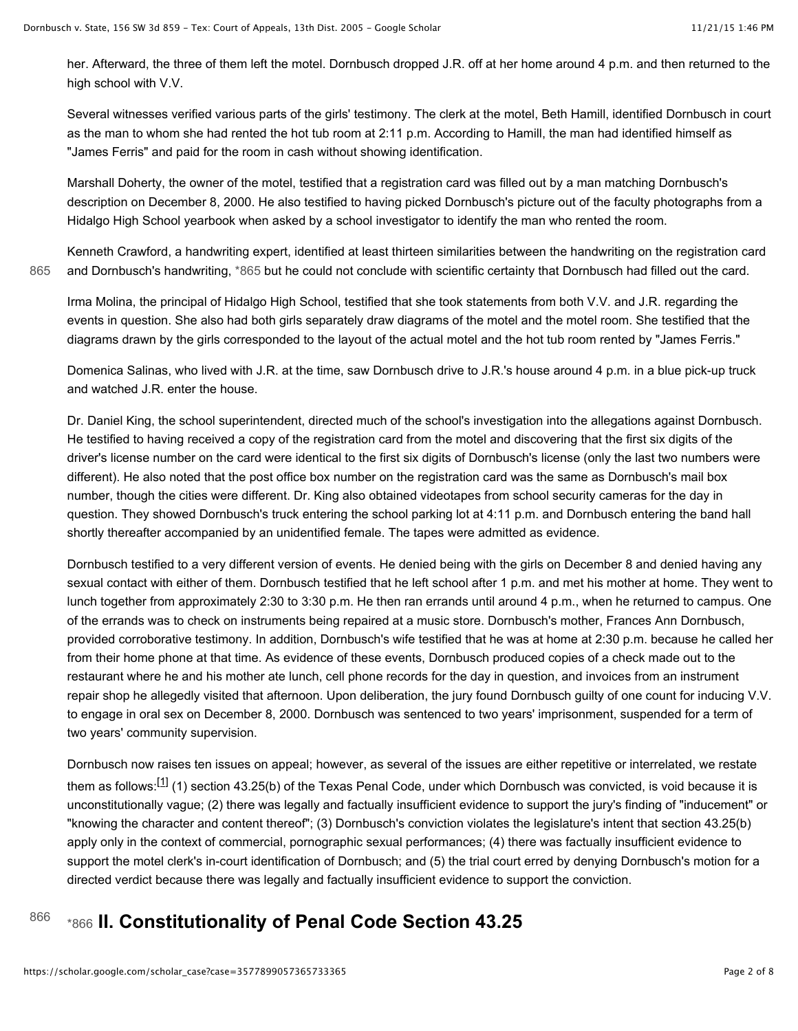her. Afterward, the three of them left the motel. Dornbusch dropped J.R. off at her home around 4 p.m. and then returned to the high school with V.V.

Several witnesses verified various parts of the girls' testimony. The clerk at the motel, Beth Hamill, identified Dornbusch in court as the man to whom she had rented the hot tub room at 2:11 p.m. According to Hamill, the man had identified himself as "James Ferris" and paid for the room in cash without showing identification.

Marshall Doherty, the owner of the motel, testified that a registration card was filled out by a man matching Dornbusch's description on December 8, 2000. He also testified to having picked Dornbusch's picture out of the faculty photographs from a Hidalgo High School yearbook when asked by a school investigator to identify the man who rented the room.

Kenneth Crawford, a handwriting expert, identified at least thirteen similarities between the handwriting on the registration card and Dornbusch's handwriting, *865 but he could not conclude with scientific certainty that Dornbusch had filled out the card.

Irma Molina, the principal of Hidalgo High School, testified that she took statements from both V.V. and J.R. regarding the events in question. She also had both girls separately draw diagrams of the motel and the motel room. She testified that the diagrams drawn by the girls corresponded to the layout of the actual motel and the hot tub room rented by "James Ferris."

Domenica Salinas, who lived with J.R. at the time, saw Dornbusch drive to J.R.'s house around 4 p.m. in a blue pick-up truck and watched J.R. enter the house.

Dr. Daniel King, the school superintendent, directed much of the school's investigation into the allegations against Dornbusch. He testified to having received a copy of the registration card from the motel and discovering that the first six digits of the driver's license number on the card were identical to the first six digits of Dornbusch's license (only the last two numbers were different). He also noted that the post office box number on the registration card was the same as Dornbusch's mail box number, though the cities were different. Dr. King also obtained videotapes from school security cameras for the day in question. They showed Dornbusch's truck entering the school parking lot at 4:11 p.m. and Dornbusch entering the band hall shortly thereafter accompanied by an unidentified female. The tapes were admitted as evidence.

Dornbusch testified to a very different version of events. He denied being with the girls on December 8 and denied having any sexual contact with either of them. Dornbusch testified that he left school after 1 p.m. and met his mother at home. They went to lunch together from approximately 2:30 to 3:30 p.m. He then ran errands until around 4 p.m., when he returned to campus. One of the errands was to check on instruments being repaired at a music store. Dornbusch's mother, Frances Ann Dornbusch, provided corroborative testimony. In addition, Dornbusch's wife testified that he was at home at 2:30 p.m. because he called her from their home phone at that time. As evidence of these events, Dornbusch produced copies of a check made out to the restaurant where he and his mother ate lunch, cell phone records for the day in question, and invoices from an instrument repair shop he allegedly visited that afternoon. Upon deliberation, the jury found Dornbusch guilty of one count for inducing V.V. to engage in oral sex on December 8, 2000. Dornbusch was sentenced to two years' imprisonment, suspended for a term of two years' community supervision.

Dornbusch now raises ten issues on appeal; however, as several of the issues are either repetitive or interrelated, we restate them as follows:[1] (1) section 43.25(b) of the Texas Penal Code, under which Dornbusch was convicted, is void because it is unconstitutionally vague; (2) there was legally and factually insufficient evidence to support the jury's finding of "inducement" or "knowing the character and content thereof"; (3) Dornbusch's conviction violates the legislature's intent that section 43.25(b) apply only in the context of commercial, pornographic sexual performances; (4) there was factually insufficient evidence to support the motel clerk's in-court identification of Dornbusch; and (5) the trial court erred by denying Dornbusch's motion for a directed verdict because there was legally and factually insufficient evidence to support the conviction.

## *866 II. Constitutionality of Penal Code Section 43.25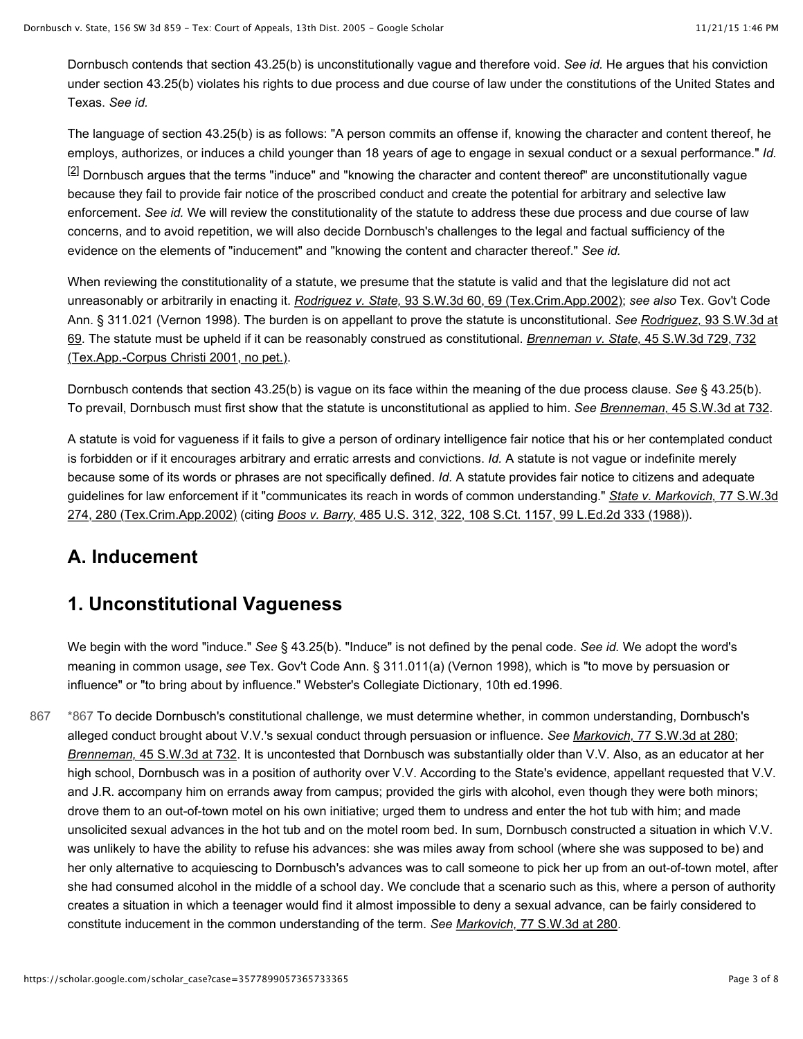Dornbusch contends that section 43.25(b) is unconstitutionally vague and therefore void. *See id.* He argues that his conviction under section 43.25(b) violates his rights to due process and due course of law under the constitutions of the United States and Texas. *See id.*

The language of section 43.25(b) is as follows: "A person commits an offense if, knowing the character and content thereof, he employs, authorizes, or induces a child younger than 18 years of age to engage in sexual conduct or a sexual performance." *Id.* [2] Dornbusch argues that the terms "induce" and "knowing the character and content thereof" are unconstitutionally vague because they fail to provide fair notice of the proscribed conduct and create the potential for arbitrary and selective law enforcement. *See id.* We will review the constitutionality of the statute to address these due process and due course of law concerns, and to avoid repetition, we will also decide Dornbusch's challenges to the legal and factual sufficiency of the evidence on the elements of "inducement" and "knowing the content and character thereof." *See id.*

When reviewing the constitutionality of a statute, we presume that the statute is valid and that the legislature did not act unreasonably or arbitrarily in enacting it. *Rodriguez v. State,* 93 S.W.3d 60, 69 (Tex.Crim.App.2002); *see also* Tex. Gov't Code Ann. § 311.021 (Vernon 1998). The burden is on appellant to prove the statute is unconstitutional. *See Rodriguez,* 93 S.W.3d at 69. The statute must be upheld if it can be reasonably construed as constitutional. *Brenneman v. State,* 45 S.W.3d 729, 732 (Tex.App.-Corpus Christi 2001, no pet.).

Dornbusch contends that section 43.25(b) is vague on its face within the meaning of the due process clause. *See* § 43.25(b). To prevail, Dornbusch must first show that the statute is unconstitutional as applied to him. *See Brenneman,* 45 S.W.3d at 732.

A statute is void for vagueness if it fails to give a person of ordinary intelligence fair notice that his or her contemplated conduct is forbidden or if it encourages arbitrary and erratic arrests and convictions. *Id.* A statute is not vague or indefinite merely because some of its words or phrases are not specifically defined. *Id.* A statute provides fair notice to citizens and adequate guidelines for law enforcement if it "communicates its reach in words of common understanding." *State v. Markovich,* 77 S.W.3d 274, 280 (Tex.Crim.App.2002) (citing *Boos v. Barry,* 485 U.S. 312, 322, 108 S.Ct. 1157, 99 L.Ed.2d 333 (1988)).

## A. Inducement

## 1. Unconstitutional Vagueness

We begin with the word "induce." *See* § 43.25(b). "Induce" is not defined by the penal code. *See id.* We adopt the word's meaning in common usage, *see* Tex. Gov't Code Ann. § 311.011(a) (Vernon 1998), which is "to move by persuasion or influence" or "to bring about by influence." Webster's Collegiate Dictionary, 10th ed.1996.

*867 To decide Dornbusch's constitutional challenge, we must determine whether, in common understanding, Dornbusch's alleged conduct brought about V.V.'s sexual conduct through persuasion or influence. *See Markovich,* 77 S.W.3d at 280; *Brenneman,* 45 S.W.3d at 732. It is uncontested that Dornbusch was substantially older than V.V. Also, as an educator at her high school, Dornbusch was in a position of authority over V.V. According to the State's evidence, appellant requested that V.V. and J.R. accompany him on errands away from campus; provided the girls with alcohol, even though they were both minors; drove them to an out-of-town motel on his own initiative; urged them to undress and enter the hot tub with him; and made unsolicited sexual advances in the hot tub and on the motel room bed. In sum, Dornbusch constructed a situation in which V.V. was unlikely to have the ability to refuse his advances: she was miles away from school (where she was supposed to be) and her only alternative to acquiescing to Dornbusch's advances was to call someone to pick her up from an out-of-town motel, after she had consumed alcohol in the middle of a school day. We conclude that a scenario such as this, where a person of authority creates a situation in which a teenager would find it almost impossible to deny a sexual advance, can be fairly considered to constitute inducement in the common understanding of the term. *See Markovich,* 77 S.W.3d at 280.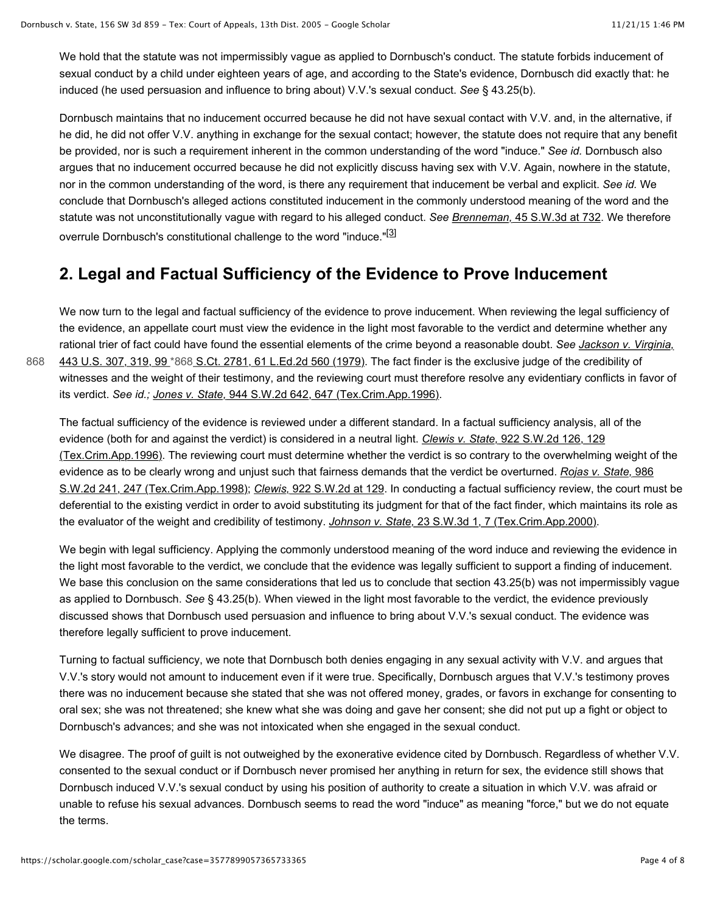We hold that the statute was not impermissibly vague as applied to Dornbusch's conduct. The statute forbids inducement of sexual conduct by a child under eighteen years of age, and according to the State's evidence, Dornbusch did exactly that: he induced (he used persuasion and influence to bring about) V.V.'s sexual conduct. *See* § 43.25(b).

Dornbusch maintains that no inducement occurred because he did not have sexual contact with V.V. and, in the alternative, if he did, he did not offer V.V. anything in exchange for the sexual contact; however, the statute does not require that any benefit be provided, nor is such a requirement inherent in the common understanding of the word "induce." *See id.* Dornbusch also argues that no inducement occurred because he did not explicitly discuss having sex with V.V. Again, nowhere in the statute, nor in the common understanding of the word, is there any requirement that inducement be verbal and explicit. *See id.* We conclude that Dornbusch's alleged actions constituted inducement in the commonly understood meaning of the word and the statute was not unconstitutionally vague with regard to his alleged conduct. *See Brenneman,* 45 S.W.3d at 732. We therefore overrule Dornbusch's constitutional challenge to the word "induce."[3]

## 2. Legal and Factual Sufficiency of the Evidence to Prove Inducement

We now turn to the legal and factual sufficiency of the evidence to prove inducement. When reviewing the legal sufficiency of the evidence, an appellate court must view the evidence in the light most favorable to the verdict and determine whether any rational trier of fact could have found the essential elements of the crime beyond a reasonable doubt. *See Jackson v. Virginia,* 443 U.S. 307, 319, 99 *868 S.Ct. 2781, 61 L.Ed.2d 560 (1979). The fact finder is the exclusive judge of the credibility of witnesses and the weight of their testimony, and the reviewing court must therefore resolve any evidentiary conflicts in favor of its verdict. *See id.; Jones v. State,* 944 S.W.2d 642, 647 (Tex.Crim.App.1996).

The factual sufficiency of the evidence is reviewed under a different standard. In a factual sufficiency analysis, all of the evidence (both for and against the verdict) is considered in a neutral light. *Clewis v. State,* 922 S.W.2d 126, 129 (Tex.Crim.App.1996). The reviewing court must determine whether the verdict is so contrary to the overwhelming weight of the evidence as to be clearly wrong and unjust such that fairness demands that the verdict be overturned. *Rojas v. State,* 986 S.W.2d 241, 247 (Tex.Crim.App.1998); *Clewis,* 922 S.W.2d at 129. In conducting a factual sufficiency review, the court must be deferential to the existing verdict in order to avoid substituting its judgment for that of the fact finder, which maintains its role as the evaluator of the weight and credibility of testimony. *Johnson v. State,* 23 S.W.3d 1, 7 (Tex.Crim.App.2000).

We begin with legal sufficiency. Applying the commonly understood meaning of the word induce and reviewing the evidence in the light most favorable to the verdict, we conclude that the evidence was legally sufficient to support a finding of inducement. We base this conclusion on the same considerations that led us to conclude that section 43.25(b) was not impermissibly vague as applied to Dornbusch. *See* § 43.25(b). When viewed in the light most favorable to the verdict, the evidence previously discussed shows that Dornbusch used persuasion and influence to bring about V.V.'s sexual conduct. The evidence was therefore legally sufficient to prove inducement.

Turning to factual sufficiency, we note that Dornbusch both denies engaging in any sexual activity with V.V. and argues that V.V.'s story would not amount to inducement even if it were true. Specifically, Dornbusch argues that V.V.'s testimony proves there was no inducement because she stated that she was not offered money, grades, or favors in exchange for consenting to oral sex; she was not threatened; she knew what she was doing and gave her consent; she did not put up a fight or object to Dornbusch's advances; and she was not intoxicated when she engaged in the sexual conduct.

We disagree. The proof of guilt is not outweighed by the exonerative evidence cited by Dornbusch. Regardless of whether V.V. consented to the sexual conduct or if Dornbusch never promised her anything in return for sex, the evidence still shows that Dornbusch induced V.V.'s sexual conduct by using his position of authority to create a situation in which V.V. was afraid or unable to refuse his sexual advances. Dornbusch seems to read the word "induce" as meaning "force," but we do not equate the terms.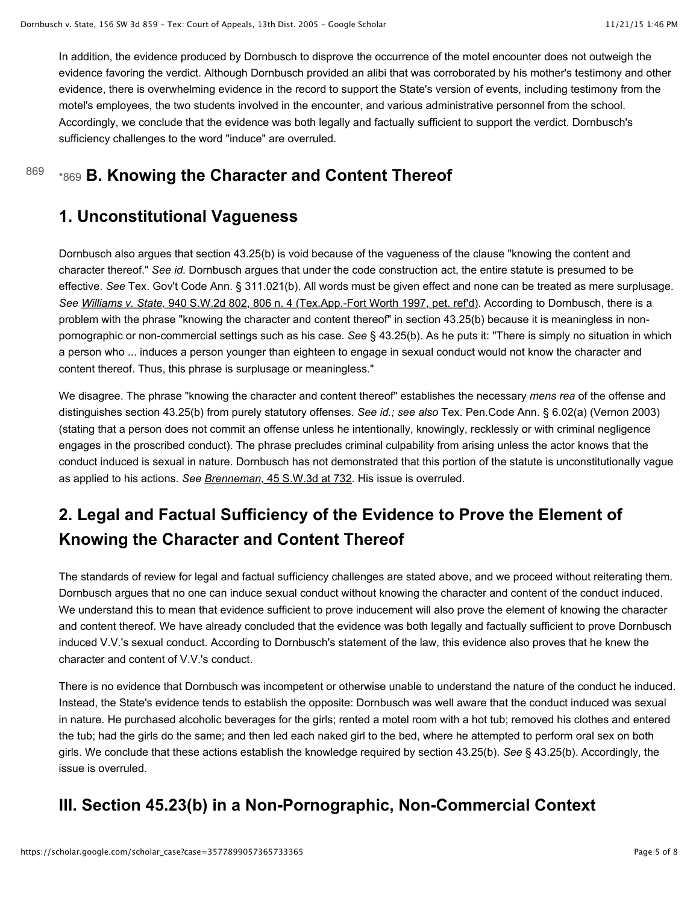In addition, the evidence produced by Dornbusch to disprove the occurrence of the motel encounter does not outweigh the evidence favoring the verdict. Although Dornbusch provided an alibi that was corroborated by his mother's testimony and other evidence, there is overwhelming evidence in the record to support the State's version of events, including testimony from the motel's employees, the two students involved in the encounter, and various administrative personnel from the school. Accordingly, we conclude that the evidence was both legally and factually sufficient to support the verdict. Dornbusch's sufficiency challenges to the word "induce" are overruled.

## *869 B. Knowing the Character and Content Thereof

### 1. Unconstitutional Vagueness

Dornbusch also argues that section 43.25(b) is void because of the vagueness of the clause "knowing the content and character thereof." *See id.* Dornbusch argues that under the code construction act, the entire statute is presumed to be effective. *See* Tex. Gov't Code Ann. § 311.021(b). All words must be given effect and none can be treated as mere surplusage. *See* Williams v. State, 940 S.W.2d 802, 806 n. 4 (Tex.App.-Fort Worth 1997, pet. ref'd). According to Dornbusch, there is a problem with the phrase "knowing the character and content thereof" in section 43.25(b) because it is meaningless in non-pornographic or non-commercial settings such as his case. *See* § 43.25(b). As he puts it: "There is simply no situation in which a person who ... induces a person younger than eighteen to engage in sexual conduct would not know the character and content thereof. Thus, this phrase is surplusage or meaningless."

We disagree. The phrase "knowing the character and content thereof" establishes the necessary *mens rea* of the offense and distinguishes section 43.25(b) from purely statutory offenses. *See id.; see also* Tex. Pen.Code Ann. § 6.02(a) (Vernon 2003) (stating that a person does not commit an offense unless he intentionally, knowingly, recklessly or with criminal negligence engages in the proscribed conduct). The phrase precludes criminal culpability from arising unless the actor knows that the conduct induced is sexual in nature. Dornbusch has not demonstrated that this portion of the statute is unconstitutionally vague as applied to his actions. *See* Brenneman, 45 S.W.3d at 732. His issue is overruled.

### 2. Legal and Factual Sufficiency of the Evidence to Prove the Element of Knowing the Character and Content Thereof

The standards of review for legal and factual sufficiency challenges are stated above, and we proceed without reiterating them. Dornbusch argues that no one can induce sexual conduct without knowing the character and content of the conduct induced. We understand this to mean that evidence sufficient to prove inducement will also prove the element of knowing the character and content thereof. We have already concluded that the evidence was both legally and factually sufficient to prove Dornbusch induced V.V.'s sexual conduct. According to Dornbusch's statement of the law, this evidence also proves that he knew the character and content of V.V.'s conduct.

There is no evidence that Dornbusch was incompetent or otherwise unable to understand the nature of the conduct he induced. Instead, the State's evidence tends to establish the opposite: Dornbusch was well aware that the conduct induced was sexual in nature. He purchased alcoholic beverages for the girls; rented a motel room with a hot tub; removed his clothes and entered the tub; had the girls do the same; and then led each naked girl to the bed, where he attempted to perform oral sex on both girls. We conclude that these actions establish the knowledge required by section 43.25(b). *See* § 43.25(b). Accordingly, the issue is overruled.

## III. Section 45.23(b) in a Non-Pornographic, Non-Commercial Context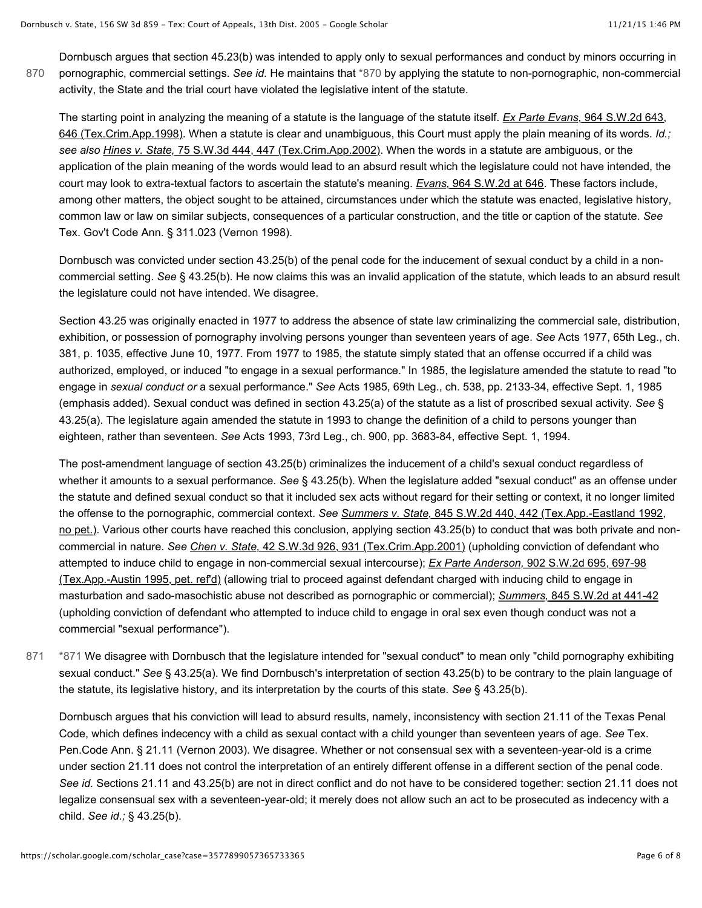Dornbusch argues that section 45.23(b) was intended to apply only to sexual performances and conduct by minors occurring in pornographic, commercial settings. *See id.* He maintains that *870 by applying the statute to non-pornographic, non-commercial activity, the State and the trial court have violated the legislative intent of the statute.

The starting point in analyzing the meaning of a statute is the language of the statute itself. *Ex Parte Evans,* 964 S.W.2d 643, 646 (Tex.Crim.App.1998). When a statute is clear and unambiguous, this Court must apply the plain meaning of its words. *Id.; see also Hines v. State,* 75 S.W.3d 444, 447 (Tex.Crim.App.2002). When the words in a statute are ambiguous, or the application of the plain meaning of the words would lead to an absurd result which the legislature could not have intended, the court may look to extra-textual factors to ascertain the statute's meaning. *Evans,* 964 S.W.2d at 646. These factors include, among other matters, the object sought to be attained, circumstances under which the statute was enacted, legislative history, common law or law on similar subjects, consequences of a particular construction, and the title or caption of the statute. *See* Tex. Gov't Code Ann. § 311.023 (Vernon 1998).

Dornbusch was convicted under section 43.25(b) of the penal code for the inducement of sexual conduct by a child in a non-commercial setting. *See* § 43.25(b). He now claims this was an invalid application of the statute, which leads to an absurd result the legislature could not have intended. We disagree.

Section 43.25 was originally enacted in 1977 to address the absence of state law criminalizing the commercial sale, distribution, exhibition, or possession of pornography involving persons younger than seventeen years of age. *See* Acts 1977, 65th Leg., ch. 381, p. 1035, effective June 10, 1977. From 1977 to 1985, the statute simply stated that an offense occurred if a child was authorized, employed, or induced "to engage in a sexual performance." In 1985, the legislature amended the statute to read "to engage in *sexual conduct or* a sexual performance." *See* Acts 1985, 69th Leg., ch. 538, pp. 2133-34, effective Sept. 1, 1985 (emphasis added). Sexual conduct was defined in section 43.25(a) of the statute as a list of proscribed sexual activity. *See* § 43.25(a). The legislature again amended the statute in 1993 to change the definition of a child to persons younger than eighteen, rather than seventeen. *See* Acts 1993, 73rd Leg., ch. 900, pp. 3683-84, effective Sept. 1, 1994.

The post-amendment language of section 43.25(b) criminalizes the inducement of a child's sexual conduct regardless of whether it amounts to a sexual performance. *See* § 43.25(b). When the legislature added "sexual conduct" as an offense under the statute and defined sexual conduct so that it included sex acts without regard for their setting or context, it no longer limited the offense to the pornographic, commercial context. *See Summers v. State,* 845 S.W.2d 440, 442 (Tex.App.-Eastland 1992, no pet.). Various other courts have reached this conclusion, applying section 43.25(b) to conduct that was both private and non-commercial in nature. *See Chen v. State,* 42 S.W.3d 926, 931 (Tex.Crim.App.2001) (upholding conviction of defendant who attempted to induce child to engage in non-commercial sexual intercourse); *Ex Parte Anderson,* 902 S.W.2d 695, 697-98 (Tex.App.-Austin 1995, pet. ref'd) (allowing trial to proceed against defendant charged with inducing child to engage in masturbation and sado-masochistic abuse not described as pornographic or commercial); *Summers,* 845 S.W.2d at 441-42 (upholding conviction of defendant who attempted to induce child to engage in oral sex even though conduct was not a commercial "sexual performance").

*871 We disagree with Dornbusch that the legislature intended for "sexual conduct" to mean only "child pornography exhibiting sexual conduct." *See* § 43.25(a). We find Dornbusch's interpretation of section 43.25(b) to be contrary to the plain language of the statute, its legislative history, and its interpretation by the courts of this state. *See* § 43.25(b).

Dornbusch argues that his conviction will lead to absurd results, namely, inconsistency with section 21.11 of the Texas Penal Code, which defines indecency with a child as sexual contact with a child younger than seventeen years of age. *See* Tex. Pen.Code Ann. § 21.11 (Vernon 2003). We disagree. Whether or not consensual sex with a seventeen-year-old is a crime under section 21.11 does not control the interpretation of an entirely different offense in a different section of the penal code. *See id.* Sections 21.11 and 43.25(b) are not in direct conflict and do not have to be considered together: section 21.11 does not legalize consensual sex with a seventeen-year-old; it merely does not allow such an act to be prosecuted as indecency with a child. *See id.;* § 43.25(b).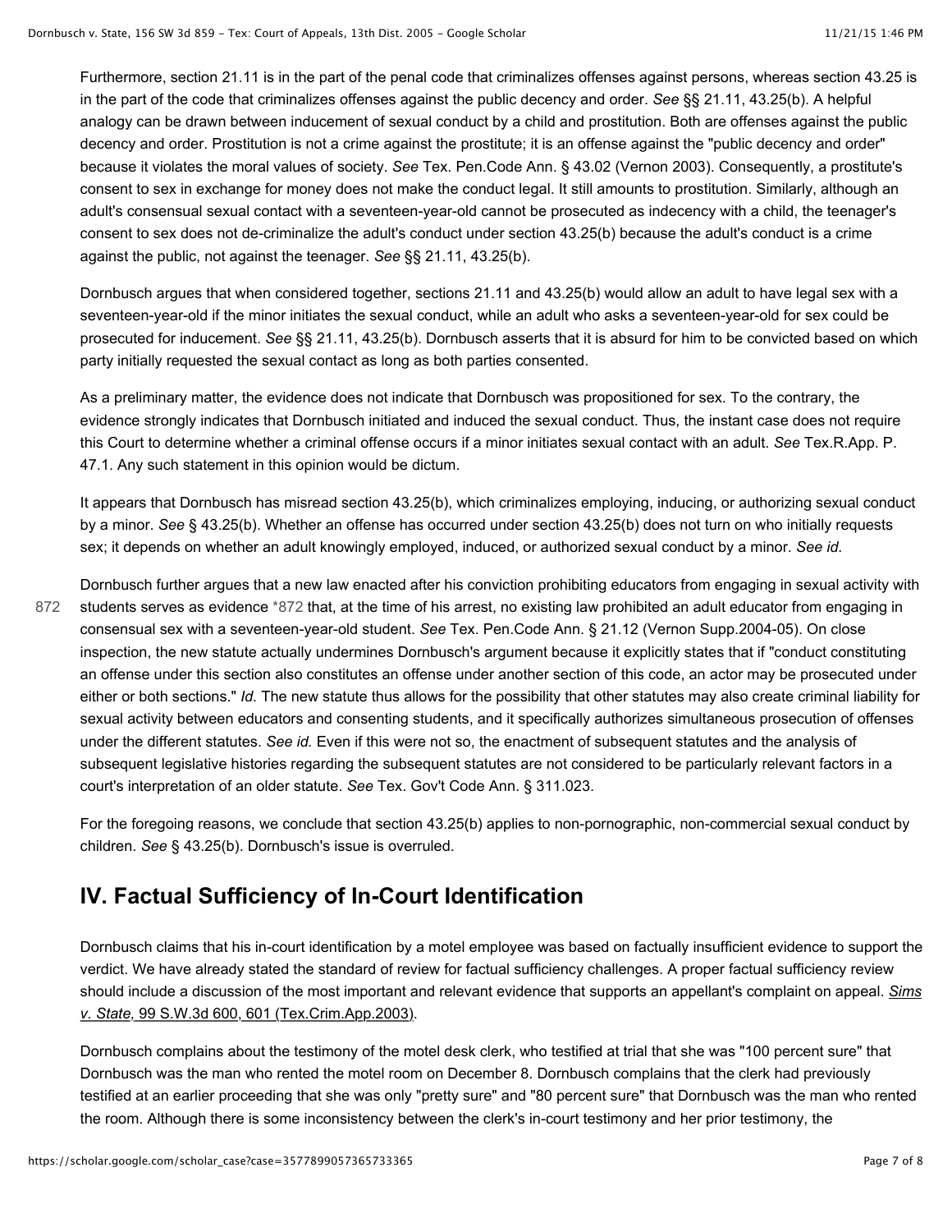Furthermore, section 21.11 is in the part of the penal code that criminalizes offenses against persons, whereas section 43.25 is in the part of the code that criminalizes offenses against the public decency and order. *See* §§ 21.11, 43.25(b). A helpful analogy can be drawn between inducement of sexual conduct by a child and prostitution. Both are offenses against the public decency and order. Prostitution is not a crime against the prostitute; it is an offense against the "public decency and order" because it violates the moral values of society. *See* Tex. Pen.Code Ann. § 43.02 (Vernon 2003). Consequently, a prostitute's consent to sex in exchange for money does not make the conduct legal. It still amounts to prostitution. Similarly, although an adult's consensual sexual contact with a seventeen-year-old cannot be prosecuted as indecency with a child, the teenager's consent to sex does not de-criminalize the adult's conduct under section 43.25(b) because the adult's conduct is a crime against the public, not against the teenager. *See* §§ 21.11, 43.25(b).

Dornbusch argues that when considered together, sections 21.11 and 43.25(b) would allow an adult to have legal sex with a seventeen-year-old if the minor initiates the sexual conduct, while an adult who asks a seventeen-year-old for sex could be prosecuted for inducement. *See* §§ 21.11, 43.25(b). Dornbusch asserts that it is absurd for him to be convicted based on which party initially requested the sexual contact as long as both parties consented.

As a preliminary matter, the evidence does not indicate that Dornbusch was propositioned for sex. To the contrary, the evidence strongly indicates that Dornbusch initiated and induced the sexual conduct. Thus, the instant case does not require this Court to determine whether a criminal offense occurs if a minor initiates sexual contact with an adult. *See* Tex.R.App. P. 47.1. Any such statement in this opinion would be dictum.

It appears that Dornbusch has misread section 43.25(b), which criminalizes employing, inducing, or authorizing sexual conduct by a minor. *See* § 43.25(b). Whether an offense has occurred under section 43.25(b) does not turn on who initially requests sex; it depends on whether an adult knowingly employed, induced, or authorized sexual conduct by a minor. *See id.*

Dornbusch further argues that a new law enacted after his conviction prohibiting educators from engaging in sexual activity with students serves as evidence *872 that, at the time of his arrest, no existing law prohibited an adult educator from engaging in consensual sex with a seventeen-year-old student. *See* Tex. Pen.Code Ann. § 21.12 (Vernon Supp.2004-05). On close inspection, the new statute actually undermines Dornbusch's argument because it explicitly states that if "conduct constituting an offense under this section also constitutes an offense under another section of this code, an actor may be prosecuted under either or both sections." *Id.* The new statute thus allows for the possibility that other statutes may also create criminal liability for sexual activity between educators and consenting students, and it specifically authorizes simultaneous prosecution of offenses under the different statutes. *See id.* Even if this were not so, the enactment of subsequent statutes and the analysis of subsequent legislative histories regarding the subsequent statutes are not considered to be particularly relevant factors in a court's interpretation of an older statute. *See* Tex. Gov't Code Ann. § 311.023.

For the foregoing reasons, we conclude that section 43.25(b) applies to non-pornographic, non-commercial sexual conduct by children. *See* § 43.25(b). Dornbusch's issue is overruled.

## IV. Factual Sufficiency of In-Court Identification

Dornbusch claims that his in-court identification by a motel employee was based on factually insufficient evidence to support the verdict. We have already stated the standard of review for factual sufficiency challenges. A proper factual sufficiency review should include a discussion of the most important and relevant evidence that supports an appellant's complaint on appeal. *Sims v. State,* 99 S.W.3d 600, 601 (Tex.Crim.App.2003).

Dornbusch complains about the testimony of the motel desk clerk, who testified at trial that she was "100 percent sure" that Dornbusch was the man who rented the motel room on December 8. Dornbusch complains that the clerk had previously testified at an earlier proceeding that she was only "pretty sure" and "80 percent sure" that Dornbusch was the man who rented the room. Although there is some inconsistency between the clerk's in-court testimony and her prior testimony, the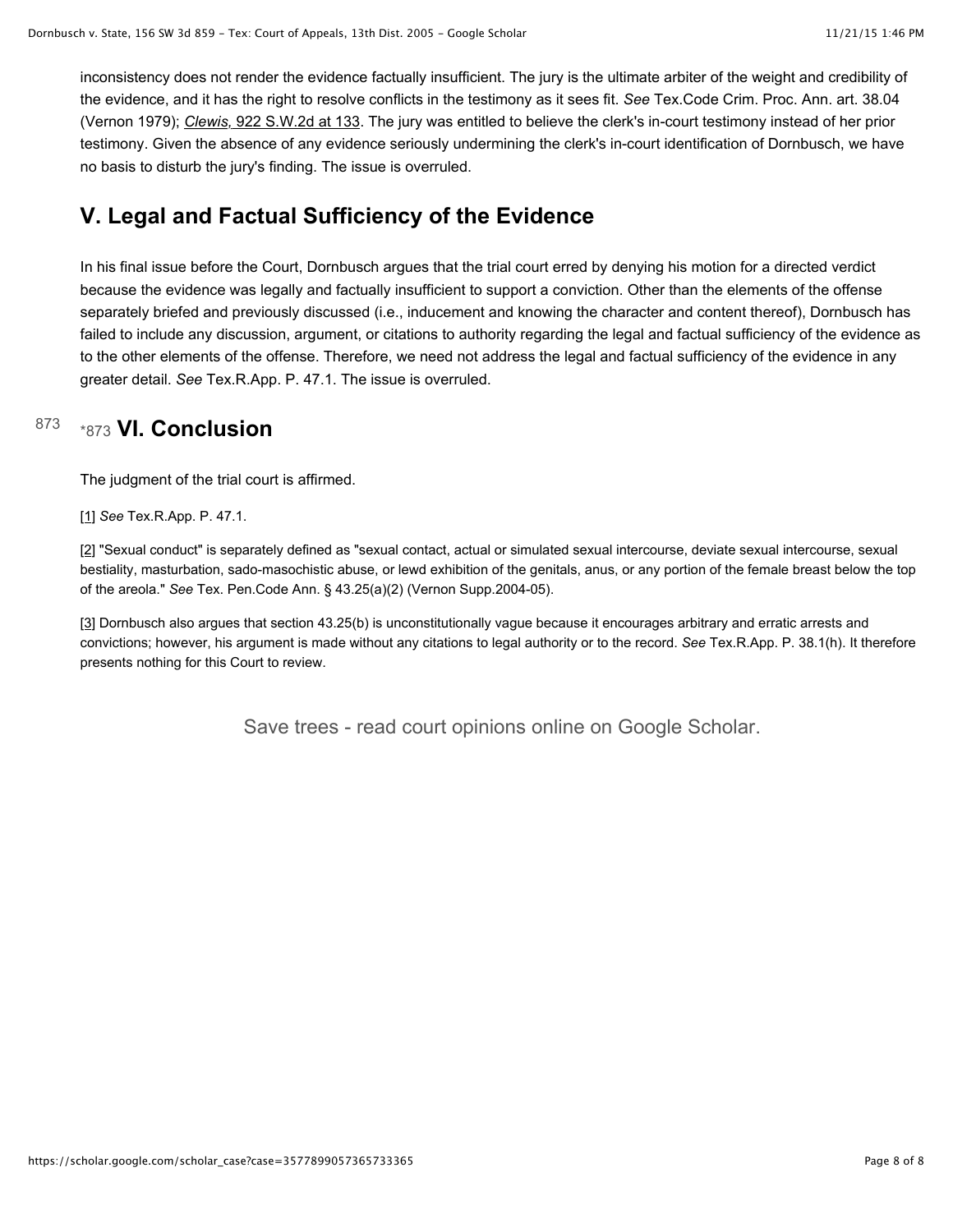inconsistency does not render the evidence factually insufficient. The jury is the ultimate arbiter of the weight and credibility of the evidence, and it has the right to resolve conflicts in the testimony as it sees fit. *See* Tex.Code Crim. Proc. Ann. art. 38.04 (Vernon 1979); *Clewis,* 922 S.W.2d at 133. The jury was entitled to believe the clerk's in-court testimony instead of her prior testimony. Given the absence of any evidence seriously undermining the clerk's in-court identification of Dornbusch, we have no basis to disturb the jury's finding. The issue is overruled.

## V. Legal and Factual Sufficiency of the Evidence

In his final issue before the Court, Dornbusch argues that the trial court erred by denying his motion for a directed verdict because the evidence was legally and factually insufficient to support a conviction. Other than the elements of the offense separately briefed and previously discussed (i.e., inducement and knowing the character and content thereof), Dornbusch has failed to include any discussion, argument, or citations to authority regarding the legal and factual sufficiency of the evidence as to the other elements of the offense. Therefore, we need not address the legal and factual sufficiency of the evidence in any greater detail. *See* Tex.R.App. P. 47.1. The issue is overruled.

## *873 VI. Conclusion

The judgment of the trial court is affirmed.

[1] *See* Tex.R.App. P. 47.1.

[2] "Sexual conduct" is separately defined as "sexual contact, actual or simulated sexual intercourse, deviate sexual intercourse, sexual bestiality, masturbation, sado-masochistic abuse, or lewd exhibition of the genitals, anus, or any portion of the female breast below the top of the areola." *See* Tex. Pen.Code Ann. § 43.25(a)(2) (Vernon Supp.2004-05).

[3] Dornbusch also argues that section 43.25(b) is unconstitutionally vague because it encourages arbitrary and erratic arrests and convictions; however, his argument is made without any citations to legal authority or to the record. *See* Tex.R.App. P. 38.1(h). It therefore presents nothing for this Court to review.